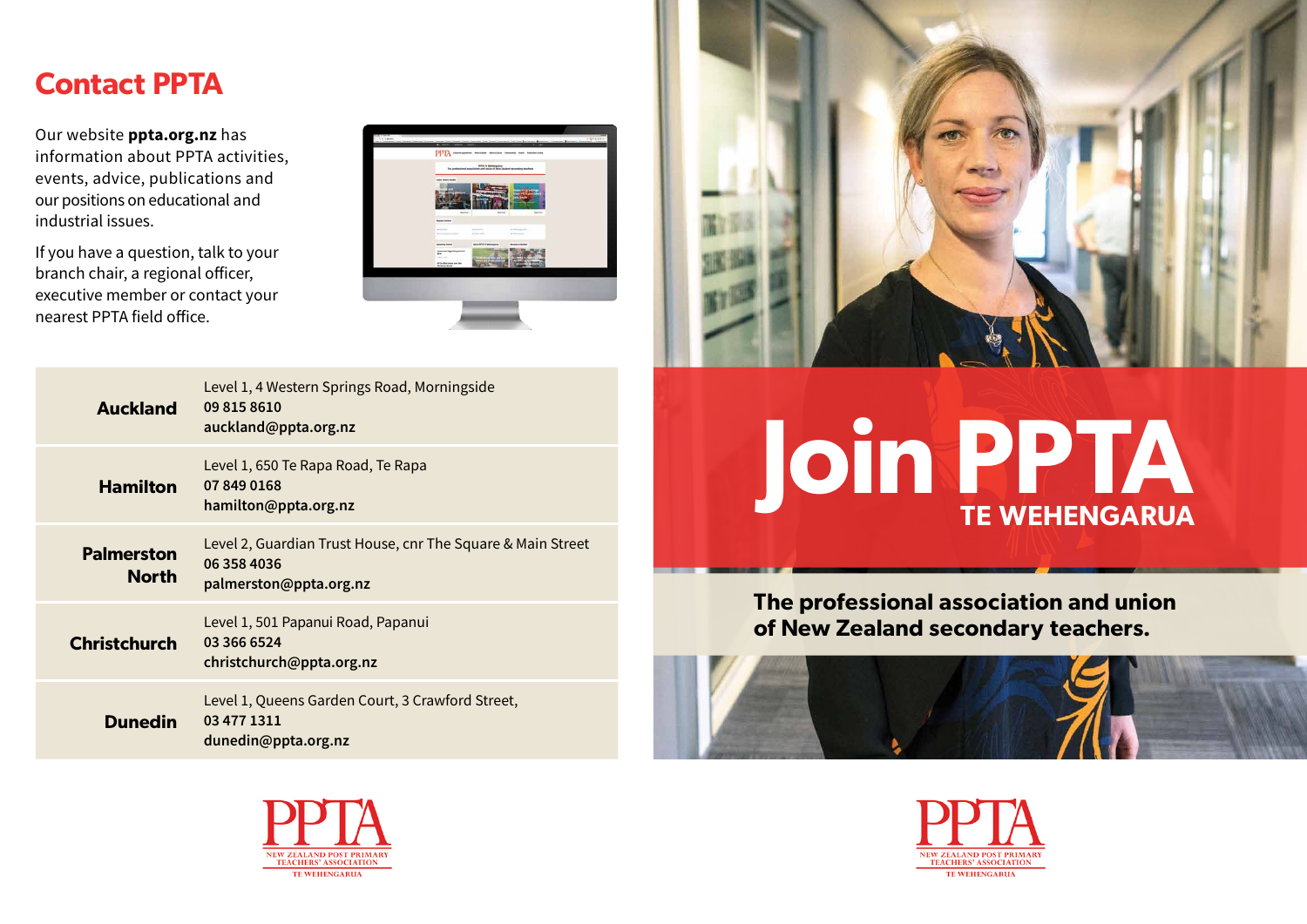## Contact PPTA

Our website **ppta.org.nz** has information about PPTA activities, events, advice, publications and our positions on educational and industrial issues.

If you have a question, talk to your branch chair, a regional officer, executive member or contact your nearest PPTA field office.

| Office | Contact details |
| --- | --- |
| **Auckland** | Level 1, 4 Western Springs Road, Morningside<br>**09 815 8610**<br>**auckland@ppta.org.nz** |
| **Hamilton** | Level 1, 650 Te Rapa Road, Te Rapa<br>**07 849 0168**<br>**hamilton@ppta.org.nz** |
| **Palmerston North** | Level 2, Guardian Trust House, cnr The Square & Main Street<br>**06 358 4036**<br>**palmerston@ppta.org.nz** |
| **Christchurch** | Level 1, 501 Papanui Road, Papanui<br>**03 366 6524**<br>**christchurch@ppta.org.nz** |
| **Dunedin** | Level 1, Queens Garden Court, 3 Crawford Street,<br>**03 477 1311**<br>**dunedin@ppta.org.nz** |

PPTA
NEW ZEALAND POST PRIMARY TEACHERS' ASSOCIATION
TE WEHENGARUA

# Join PPTA

## TE WEHENGARUA

**The professional association and union of New Zealand secondary teachers.**

PPTA
NEW ZEALAND POST PRIMARY TEACHERS' ASSOCIATION
TE WEHENGARUA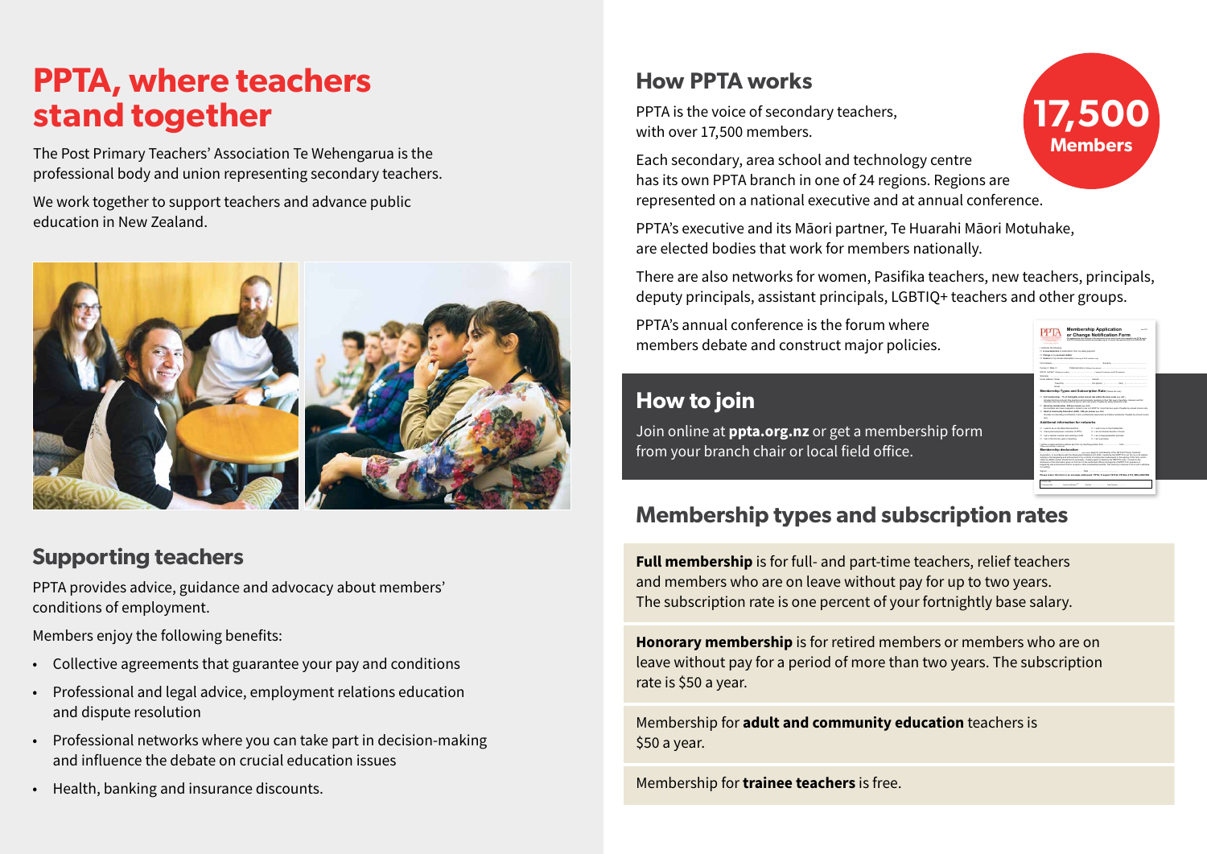# PPTA, where teachers stand together

The Post Primary Teachers' Association Te Wehengarua is the professional body and union representing secondary teachers.

We work together to support teachers and advance public education in New Zealand.

## Supporting teachers

PPTA provides advice, guidance and advocacy about members' conditions of employment.

Members enjoy the following benefits:

- Collective agreements that guarantee your pay and conditions
- Professional and legal advice, employment relations education and dispute resolution
- Professional networks where you can take part in decision-making and influence the debate on crucial education issues
- Health, banking and insurance discounts.

## How PPTA works

PPTA is the voice of secondary teachers, with over 17,500 members.

**17,500 Members**

Each secondary, area school and technology centre has its own PPTA branch in one of 24 regions. Regions are represented on a national executive and at annual conference.

PPTA's executive and its Māori partner, Te Huarahi Māori Motuhake, are elected bodies that work for members nationally.

There are also networks for women, Pasifika teachers, new teachers, principals, deputy principals, assistant principals, LGBTIQ+ teachers and other groups.

PPTA's annual conference is the forum where members debate and construct major policies.

## How to join

Join online at **ppta.org.nz** or get a membership form from your branch chair or local field office.

## Membership types and subscription rates

**Full membership** is for full- and part-time teachers, relief teachers and members who are on leave without pay for up to two years. The subscription rate is one percent of your fortnightly base salary.

**Honorary membership** is for retired members or members who are on leave without pay for a period of more than two years. The subscription rate is $50 a year.

Membership for **adult and community education** teachers is $50 a year.

Membership for **trainee teachers** is free.